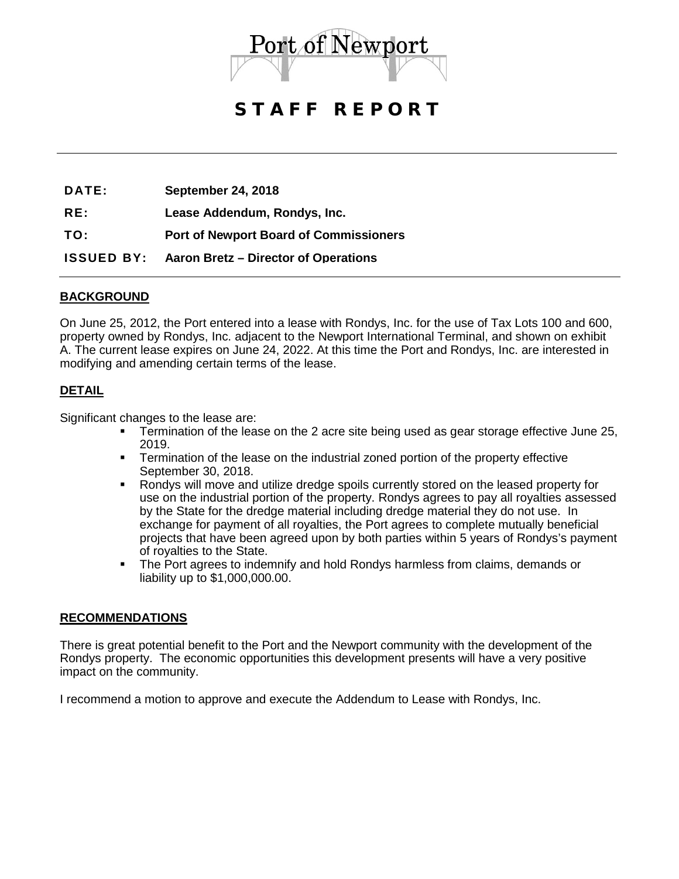# Port of Newport

## STAFF REPORT

**DATE:** September 24, 2018

**RE:** Lease Addendum, Rondys, Inc.

**TO:** Port of Newport Board of Commissioners

**ISSUED BY:** Aaron Bretz – Director of Operations

---

### BACKGROUND

On June 25, 2012, the Port entered into a lease with Rondys, Inc. for the use of Tax Lots 100 and 600, property owned by Rondys, Inc. adjacent to the Newport International Terminal, and shown on exhibit A. The current lease expires on June 24, 2022. At this time the Port and Rondys, Inc. are interested in modifying and amending certain terms of the lease.

### DETAIL

Significant changes to the lease are:

- Termination of the lease on the 2 acre site being used as gear storage effective June 25, 2019.
- Termination of the lease on the industrial zoned portion of the property effective September 30, 2018.
- Rondys will move and utilize dredge spoils currently stored on the leased property for use on the industrial portion of the property. Rondys agrees to pay all royalties assessed by the State for the dredge material including dredge material they do not use. In exchange for payment of all royalties, the Port agrees to complete mutually beneficial projects that have been agreed upon by both parties within 5 years of Rondys's payment of royalties to the State.
- The Port agrees to indemnify and hold Rondys harmless from claims, demands or liability up to $1,000,000.00.

### RECOMMENDATIONS

There is great potential benefit to the Port and the Newport community with the development of the Rondys property. The economic opportunities this development presents will have a very positive impact on the community.

I recommend a motion to approve and execute the Addendum to Lease with Rondys, Inc.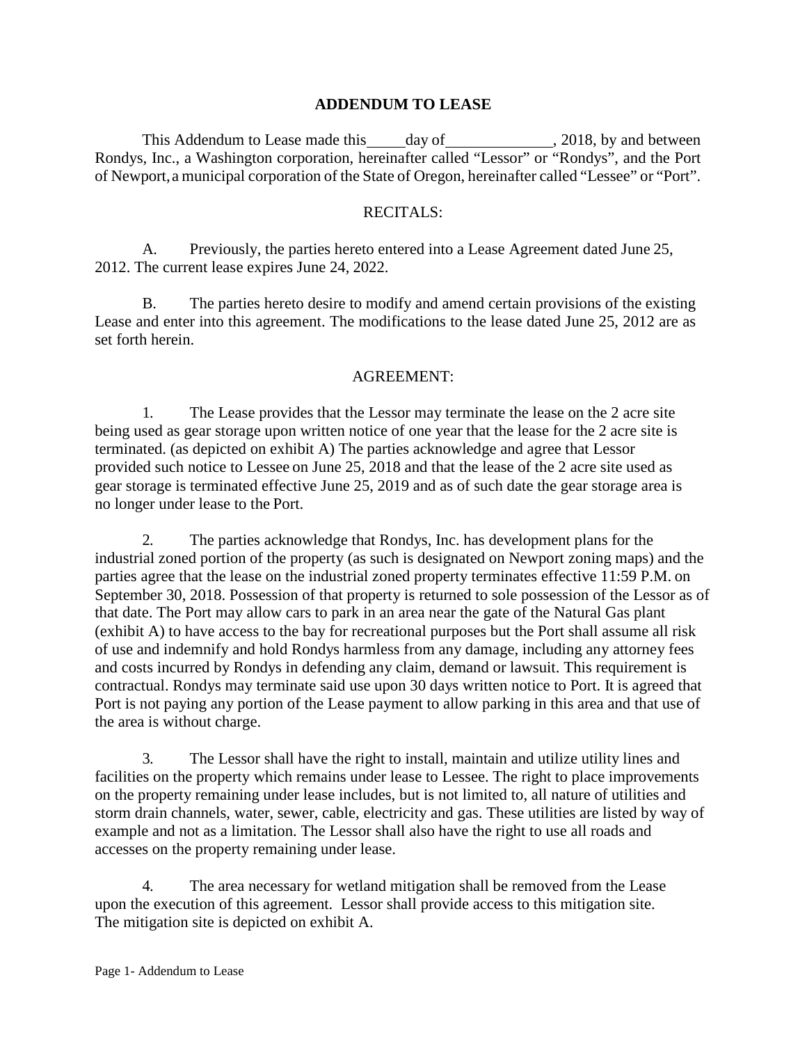## ADDENDUM TO LEASE

This Addendum to Lease made this_____day of______________, 2018, by and between Rondys, Inc., a Washington corporation, hereinafter called "Lessor" or "Rondys", and the Port of Newport, a municipal corporation of the State of Oregon, hereinafter called "Lessee" or "Port".

RECITALS:

A. Previously, the parties hereto entered into a Lease Agreement dated June 25, 2012. The current lease expires June 24, 2022.

B. The parties hereto desire to modify and amend certain provisions of the existing Lease and enter into this agreement. The modifications to the lease dated June 25, 2012 are as set forth herein.

AGREEMENT:

1. The Lease provides that the Lessor may terminate the lease on the 2 acre site being used as gear storage upon written notice of one year that the lease for the 2 acre site is terminated. (as depicted on exhibit A) The parties acknowledge and agree that Lessor provided such notice to Lessee on June 25, 2018 and that the lease of the 2 acre site used as gear storage is terminated effective June 25, 2019 and as of such date the gear storage area is no longer under lease to the Port.

2. The parties acknowledge that Rondys, Inc. has development plans for the industrial zoned portion of the property (as such is designated on Newport zoning maps) and the parties agree that the lease on the industrial zoned property terminates effective 11:59 P.M. on September 30, 2018. Possession of that property is returned to sole possession of the Lessor as of that date. The Port may allow cars to park in an area near the gate of the Natural Gas plant (exhibit A) to have access to the bay for recreational purposes but the Port shall assume all risk of use and indemnify and hold Rondys harmless from any damage, including any attorney fees and costs incurred by Rondys in defending any claim, demand or lawsuit. This requirement is contractual. Rondys may terminate said use upon 30 days written notice to Port. It is agreed that Port is not paying any portion of the Lease payment to allow parking in this area and that use of the area is without charge.

3. The Lessor shall have the right to install, maintain and utilize utility lines and facilities on the property which remains under lease to Lessee. The right to place improvements on the property remaining under lease includes, but is not limited to, all nature of utilities and storm drain channels, water, sewer, cable, electricity and gas. These utilities are listed by way of example and not as a limitation. The Lessor shall also have the right to use all roads and accesses on the property remaining under lease.

4. The area necessary for wetland mitigation shall be removed from the Lease upon the execution of this agreement. Lessor shall provide access to this mitigation site. The mitigation site is depicted on exhibit A.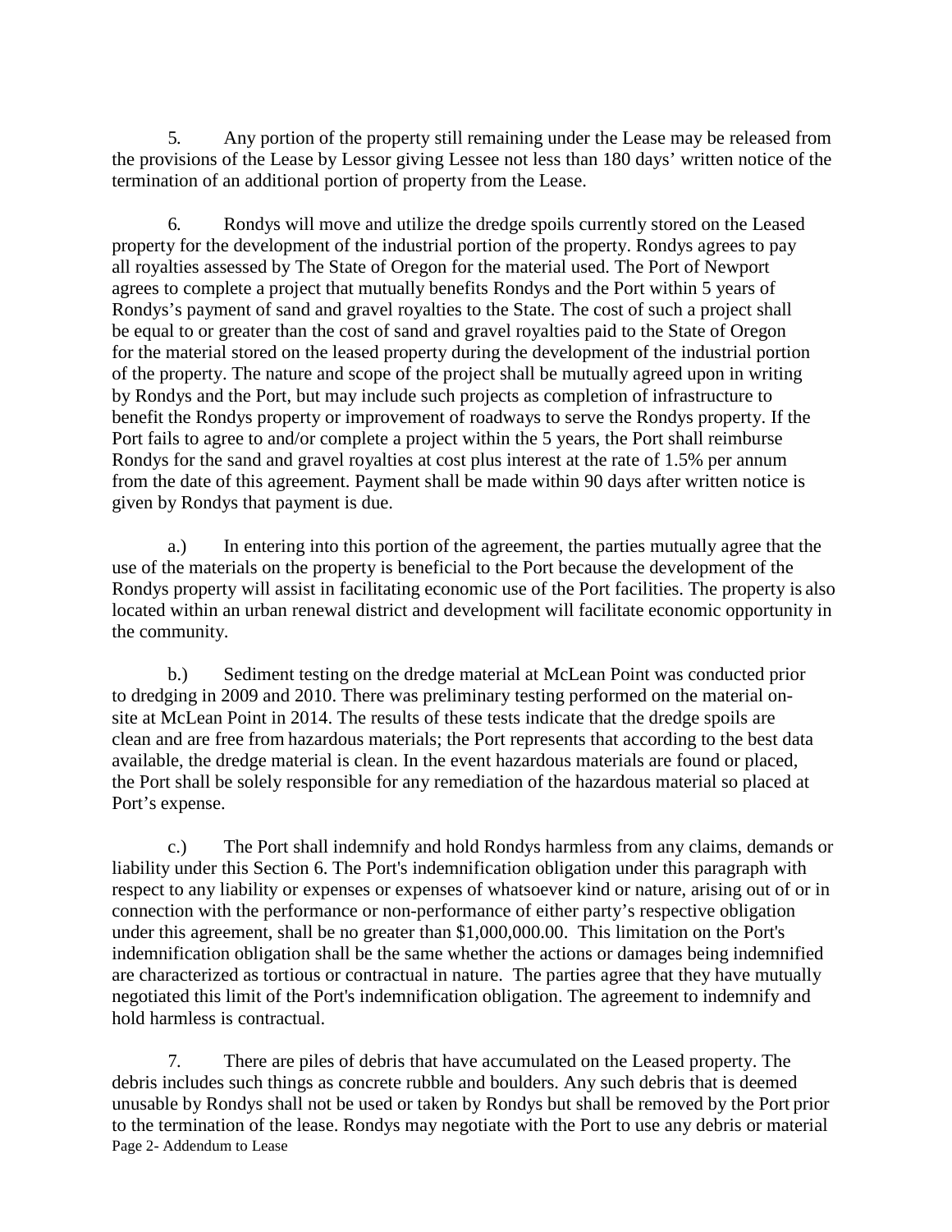5. Any portion of the property still remaining under the Lease may be released from the provisions of the Lease by Lessor giving Lessee not less than 180 days' written notice of the termination of an additional portion of property from the Lease.

6. Rondys will move and utilize the dredge spoils currently stored on the Leased property for the development of the industrial portion of the property. Rondys agrees to pay all royalties assessed by The State of Oregon for the material used. The Port of Newport agrees to complete a project that mutually benefits Rondys and the Port within 5 years of Rondys's payment of sand and gravel royalties to the State. The cost of such a project shall be equal to or greater than the cost of sand and gravel royalties paid to the State of Oregon for the material stored on the leased property during the development of the industrial portion of the property. The nature and scope of the project shall be mutually agreed upon in writing by Rondys and the Port, but may include such projects as completion of infrastructure to benefit the Rondys property or improvement of roadways to serve the Rondys property. If the Port fails to agree to and/or complete a project within the 5 years, the Port shall reimburse Rondys for the sand and gravel royalties at cost plus interest at the rate of 1.5% per annum from the date of this agreement. Payment shall be made within 90 days after written notice is given by Rondys that payment is due.

a.) In entering into this portion of the agreement, the parties mutually agree that the use of the materials on the property is beneficial to the Port because the development of the Rondys property will assist in facilitating economic use of the Port facilities. The property is also located within an urban renewal district and development will facilitate economic opportunity in the community.

b.) Sediment testing on the dredge material at McLean Point was conducted prior to dredging in 2009 and 2010. There was preliminary testing performed on the material on-site at McLean Point in 2014. The results of these tests indicate that the dredge spoils are clean and are free from hazardous materials; the Port represents that according to the best data available, the dredge material is clean. In the event hazardous materials are found or placed, the Port shall be solely responsible for any remediation of the hazardous material so placed at Port's expense.

c.) The Port shall indemnify and hold Rondys harmless from any claims, demands or liability under this Section 6. The Port's indemnification obligation under this paragraph with respect to any liability or expenses or expenses of whatsoever kind or nature, arising out of or in connection with the performance or non-performance of either party's respective obligation under this agreement, shall be no greater than $1,000,000.00. This limitation on the Port's indemnification obligation shall be the same whether the actions or damages being indemnified are characterized as tortious or contractual in nature. The parties agree that they have mutually negotiated this limit of the Port's indemnification obligation. The agreement to indemnify and hold harmless is contractual.

7. There are piles of debris that have accumulated on the Leased property. The debris includes such things as concrete rubble and boulders. Any such debris that is deemed unusable by Rondys shall not be used or taken by Rondys but shall be removed by the Port prior to the termination of the lease. Rondys may negotiate with the Port to use any debris or material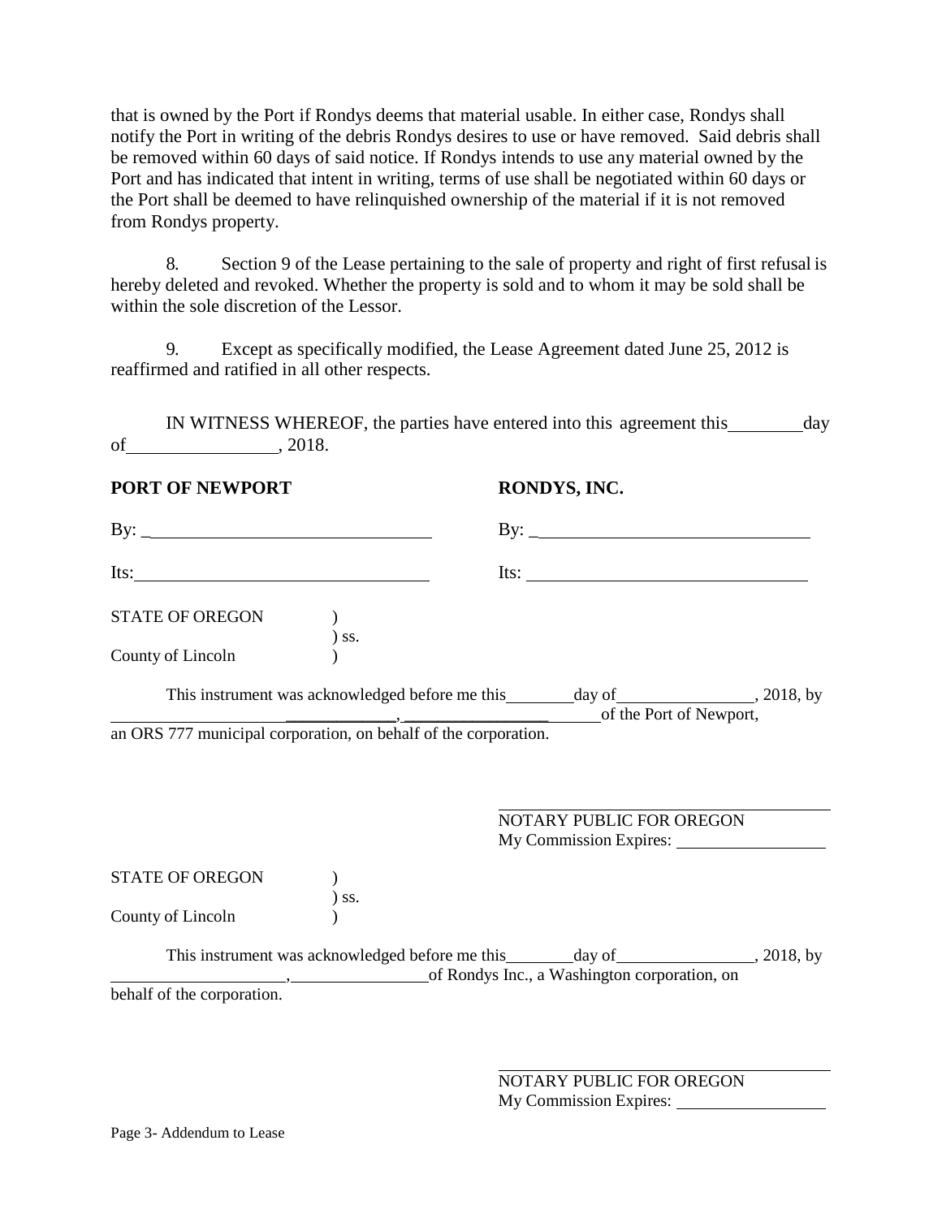that is owned by the Port if Rondys deems that material usable. In either case, Rondys shall notify the Port in writing of the debris Rondys desires to use or have removed. Said debris shall be removed within 60 days of said notice. If Rondys intends to use any material owned by the Port and has indicated that intent in writing, terms of use shall be negotiated within 60 days or the Port shall be deemed to have relinquished ownership of the material if it is not removed from Rondys property.

8. Section 9 of the Lease pertaining to the sale of property and right of first refusal is hereby deleted and revoked. Whether the property is sold and to whom it may be sold shall be within the sole discretion of the Lessor.

9. Except as specifically modified, the Lease Agreement dated June 25, 2012 is reaffirmed and ratified in all other respects.

IN WITNESS WHEREOF, the parties have entered into this agreement this ________ day of ________________, 2018.

| **PORT OF NEWPORT** | **RONDYS, INC.** |
|---|---|
| By: ______________________________ | By: ______________________________ |
| Its: ______________________________ | Its: ______________________________ |

STATE OF OREGON )
) ss.
County of Lincoln )

This instrument was acknowledged before me this ________ day of ________________, 2018, by ____________________, ________________ of the Port of Newport, an ORS 777 municipal corporation, on behalf of the corporation.

______________________________________
NOTARY PUBLIC FOR OREGON
My Commission Expires: ________________

STATE OF OREGON )
) ss.
County of Lincoln )

This instrument was acknowledged before me this ________ day of ________________, 2018, by ____________________, ________________ of Rondys Inc., a Washington corporation, on behalf of the corporation.

______________________________________
NOTARY PUBLIC FOR OREGON
My Commission Expires: ________________

Page 3- Addendum to Lease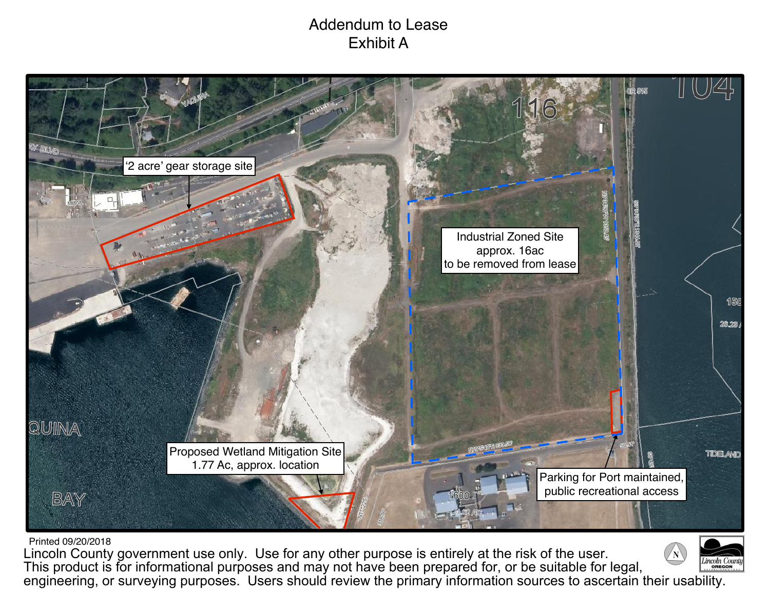# Addendum to Lease
## Exhibit A

'2 acre' gear storage site

Industrial Zoned Site
approx. 16ac
to be removed from lease

Proposed Wetland Mitigation Site
1.77 Ac, approx. location

Parking for Port maintained,
public recreational access

Printed 09/20/2018

Lincoln County government use only. Use for any other purpose is entirely at the risk of the user. This product is for informational purposes and may not have been prepared for, or be suitable for legal, engineering, or surveying purposes. Users should review the primary information sources to ascertain their usability.